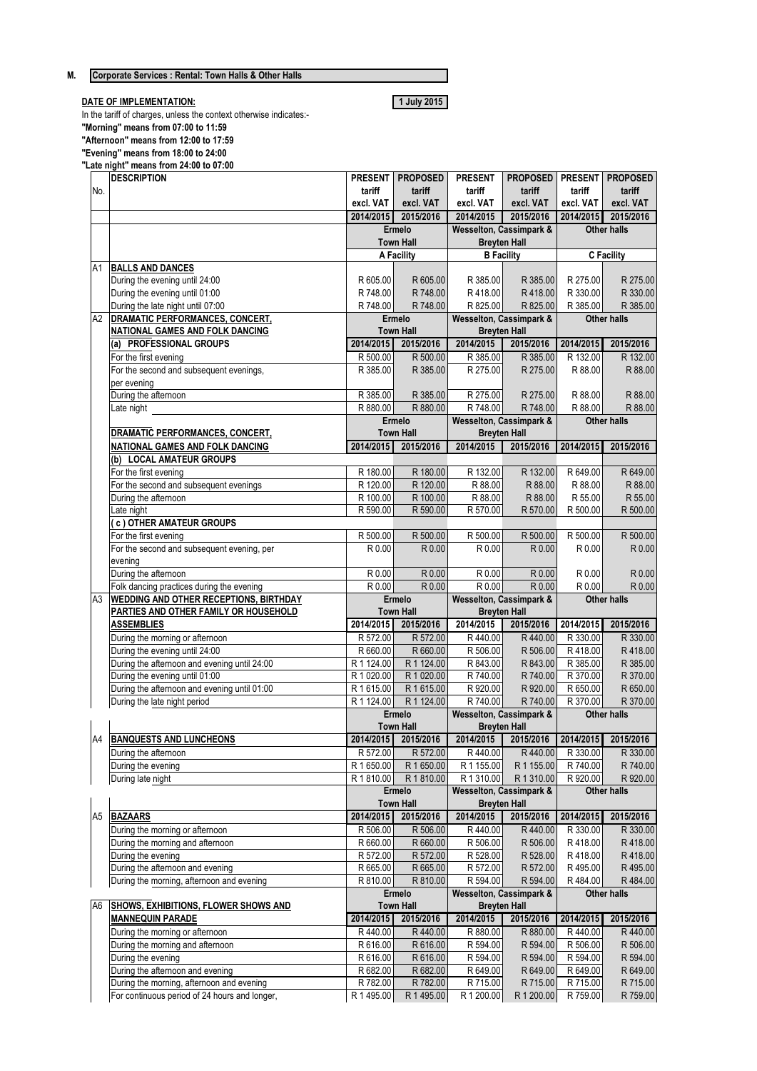## M. Corporate Services : Rental: Town Halls & Other Halls

**DATE OF IMPLEMENTATION:** **1 July 2015**

In the tariff of charges, unless the context otherwise indicates:-

**"Morning" means from 07:00 to 11:59**

**"Afternoon" means from 12:00 to 17:59**

**"Evening" means from 18:00 to 24:00**

**"Late night" means from 24:00 to 07:00**

| No. | DESCRIPTION | PRESENT tariff excl. VAT | PROPOSED tariff excl. VAT | PRESENT tariff excl. VAT | PROPOSED tariff excl. VAT | PRESENT tariff excl. VAT | PROPOSED tariff excl. VAT |
|---|---|---|---|---|---|---|---|
| | | 2014/2015 | 2015/2016 | 2014/2015 | 2015/2016 | 2014/2015 | 2015/2016 |
| | | Ermelo Town Hall | | Wesselton, Cassimpark & Breyten Hall | | Other halls | |
| | | A Facility | | B Facility | | C Facility | |
| A1 | **BALLS AND DANCES** | | | | | | |
| | During the evening until 24:00 | R 605.00 | R 605.00 | R 385.00 | R 385.00 | R 275.00 | R 275.00 |
| | During the evening until 01:00 | R 748.00 | R 748.00 | R 418.00 | R 418.00 | R 330.00 | R 330.00 |
| | During the late night until 07:00 | R 748.00 | R 748.00 | R 825.00 | R 825.00 | R 385.00 | R 385.00 |
| A2 | **DRAMATIC PERFORMANCES, CONCERT, NATIONAL GAMES AND FOLK DANCING** | Ermelo Town Hall | | Wesselton, Cassimpark & Breyten Hall | | Other halls | |
| | **(a) PROFESSIONAL GROUPS** | 2014/2015 | 2015/2016 | 2014/2015 | 2015/2016 | 2014/2015 | 2015/2016 |
| | For the first evening | R 500.00 | R 500.00 | R 385.00 | R 385.00 | R 132.00 | R 132.00 |
| | For the second and subsequent evenings, per evening | R 385.00 | R 385.00 | R 275.00 | R 275.00 | R 88.00 | R 88.00 |
| | During the afternoon | R 385.00 | R 385.00 | R 275.00 | R 275.00 | R 88.00 | R 88.00 |
| | Late night | R 880.00 | R 880.00 | R 748.00 | R 748.00 | R 88.00 | R 88.00 |
| | **DRAMATIC PERFORMANCES, CONCERT, NATIONAL GAMES AND FOLK DANCING** | Ermelo Town Hall | | Wesselton, Cassimpark & Breyten Hall | | Other halls | |
| | | 2014/2015 | 2015/2016 | 2014/2015 | 2015/2016 | 2014/2015 | 2015/2016 |
| | **(b) LOCAL AMATEUR GROUPS** | | | | | | |
| | For the first evening | R 180.00 | R 180.00 | R 132.00 | R 132.00 | R 649.00 | R 649.00 |
| | For the second and subsequent evenings | R 120.00 | R 120.00 | R 88.00 | R 88.00 | R 88.00 | R 88.00 |
| | During the afternoon | R 100.00 | R 100.00 | R 88.00 | R 88.00 | R 55.00 | R 55.00 |
| | Late night | R 590.00 | R 590.00 | R 570.00 | R 570.00 | R 500.00 | R 500.00 |
| | **( c ) OTHER AMATEUR GROUPS** | | | | | | |
| | For the first evening | R 500.00 | R 500.00 | R 500.00 | R 500.00 | R 500.00 | R 500.00 |
| | For the second and subsequent evening, per evening | R 0.00 | R 0.00 | R 0.00 | R 0.00 | R 0.00 | R 0.00 |
| | During the afternoon | R 0.00 | R 0.00 | R 0.00 | R 0.00 | R 0.00 | R 0.00 |
| | Folk dancing practices during the evening | R 0.00 | R 0.00 | R 0.00 | R 0.00 | R 0.00 | R 0.00 |
| A3 | **WEDDING AND OTHER RECEPTIONS, BIRTHDAY PARTIES AND OTHER FAMILY OR HOUSEHOLD ASSEMBLIES** | Ermelo Town Hall | | Wesselton, Cassimpark & Breyten Hall | | Other halls | |
| | | 2014/2015 | 2015/2016 | 2014/2015 | 2015/2016 | 2014/2015 | 2015/2016 |
| | During the morning or afternoon | R 572.00 | R 572.00 | R 440.00 | R 440.00 | R 330.00 | R 330.00 |
| | During the evening until 24:00 | R 660.00 | R 660.00 | R 506.00 | R 506.00 | R 418.00 | R 418.00 |
| | During the afternoon and evening until 24:00 | R 1 124.00 | R 1 124.00 | R 843.00 | R 843.00 | R 385.00 | R 385.00 |
| | During the evening until 01:00 | R 1 020.00 | R 1 020.00 | R 740.00 | R 740.00 | R 370.00 | R 370.00 |
| | During the afternoon and evening until 01:00 | R 1 615.00 | R 1 615.00 | R 920.00 | R 920.00 | R 650.00 | R 650.00 |
| | During the late night period | R 1 124.00 | R 1 124.00 | R 740.00 | R 740.00 | R 370.00 | R 370.00 |
| | | Ermelo Town Hall | | Wesselton, Cassimpark & Breyten Hall | | Other halls | |
| A4 | **BANQUESTS AND LUNCHEONS** | 2014/2015 | 2015/2016 | 2014/2015 | 2015/2016 | 2014/2015 | 2015/2016 |
| | During the afternoon | R 572.00 | R 572.00 | R 440.00 | R 440.00 | R 330.00 | R 330.00 |
| | During the evening | R 1 650.00 | R 1 650.00 | R 1 155.00 | R 1 155.00 | R 740.00 | R 740.00 |
| | During late night | R 1 810.00 | R 1 810.00 | R 1 310.00 | R 1 310.00 | R 920.00 | R 920.00 |
| | | Ermelo Town Hall | | Wesselton, Cassimpark & Breyten Hall | | Other halls | |
| A5 | **BAZAARS** | 2014/2015 | 2015/2016 | 2014/2015 | 2015/2016 | 2014/2015 | 2015/2016 |
| | During the morning or afternoon | R 506.00 | R 506.00 | R 440.00 | R 440.00 | R 330.00 | R 330.00 |
| | During the morning and afternoon | R 660.00 | R 660.00 | R 506.00 | R 506.00 | R 418.00 | R 418.00 |
| | During the evening | R 572.00 | R 572.00 | R 528.00 | R 528.00 | R 418.00 | R 418.00 |
| | During the afternoon and evening | R 665.00 | R 665.00 | R 572.00 | R 572.00 | R 495.00 | R 495.00 |
| | During the morning, afternoon and evening | R 810.00 | R 810.00 | R 594.00 | R 594.00 | R 484.00 | R 484.00 |
| A6 | **SHOWS, EXHIBITIONS, FLOWER SHOWS AND MANNEQUIN PARADE** | Ermelo Town Hall | | Wesselton, Cassimpark & Breyten Hall | | Other halls | |
| | | 2014/2015 | 2015/2016 | 2014/2015 | 2015/2016 | 2014/2015 | 2015/2016 |
| | During the morning or afternoon | R 440.00 | R 440.00 | R 880.00 | R 880.00 | R 440.00 | R 440.00 |
| | During the morning and afternoon | R 616.00 | R 616.00 | R 594.00 | R 594.00 | R 506.00 | R 506.00 |
| | During the evening | R 616.00 | R 616.00 | R 594.00 | R 594.00 | R 594.00 | R 594.00 |
| | During the afternoon and evening | R 682.00 | R 682.00 | R 649.00 | R 649.00 | R 649.00 | R 649.00 |
| | During the morning, afternoon and evening | R 782.00 | R 782.00 | R 715.00 | R 715.00 | R 715.00 | R 715.00 |
| | For continuous period of 24 hours and longer, | R 1 495.00 | R 1 495.00 | R 1 200.00 | R 1 200.00 | R 759.00 | R 759.00 |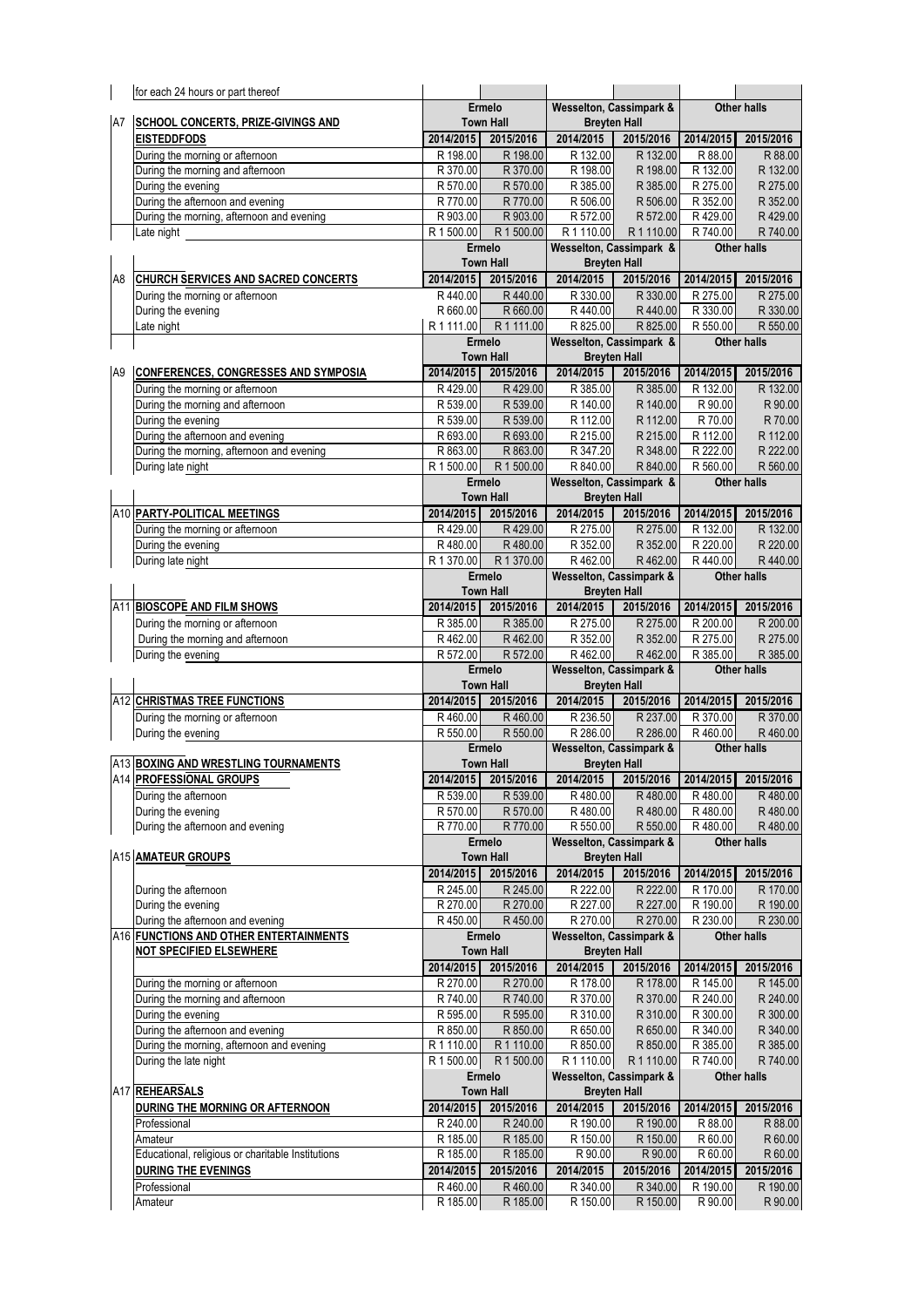| | for each 24 hours or part thereof | | | | | | |
|---|---|---|---|---|---|---|---|
| | | Ermelo Town Hall | | Wesselton, Cassimpark & Breyten Hall | | Other halls | |
| A7 | **SCHOOL CONCERTS, PRIZE-GIVINGS AND EISTEDDFODS** | 2014/2015 | 2015/2016 | 2014/2015 | 2015/2016 | 2014/2015 | 2015/2016 |
| | During the morning or afternoon | R 198.00 | R 198.00 | R 132.00 | R 132.00 | R 88.00 | R 88.00 |
| | During the morning and afternoon | R 370.00 | R 370.00 | R 198.00 | R 198.00 | R 132.00 | R 132.00 |
| | During the evening | R 570.00 | R 570.00 | R 385.00 | R 385.00 | R 275.00 | R 275.00 |
| | During the afternoon and evening | R 770.00 | R 770.00 | R 506.00 | R 506.00 | R 352.00 | R 352.00 |
| | During the morning, afternoon and evening | R 903.00 | R 903.00 | R 572.00 | R 572.00 | R 429.00 | R 429.00 |
| | Late night | R 1 500.00 | R 1 500.00 | R 1 110.00 | R 1 110.00 | R 740.00 | R 740.00 |
| | | Ermelo Town Hall | | Wesselton, Cassimpark & Breyten Hall | | Other halls | |
| A8 | **CHURCH SERVICES AND SACRED CONCERTS** | 2014/2015 | 2015/2016 | 2014/2015 | 2015/2016 | 2014/2015 | 2015/2016 |
| | During the morning or afternoon | R 440.00 | R 440.00 | R 330.00 | R 330.00 | R 275.00 | R 275.00 |
| | During the evening | R 660.00 | R 660.00 | R 440.00 | R 440.00 | R 330.00 | R 330.00 |
| | Late night | R 1 111.00 | R 1 111.00 | R 825.00 | R 825.00 | R 550.00 | R 550.00 |
| | | Ermelo Town Hall | | Wesselton, Cassimpark & Breyten Hall | | Other halls | |
| A9 | **CONFERENCES, CONGRESSES AND SYMPOSIA** | 2014/2015 | 2015/2016 | 2014/2015 | 2015/2016 | 2014/2015 | 2015/2016 |
| | During the morning or afternoon | R 429.00 | R 429.00 | R 385.00 | R 385.00 | R 132.00 | R 132.00 |
| | During the morning and afternoon | R 539.00 | R 539.00 | R 140.00 | R 140.00 | R 90.00 | R 90.00 |
| | During the evening | R 539.00 | R 539.00 | R 112.00 | R 112.00 | R 70.00 | R 70.00 |
| | During the afternoon and evening | R 693.00 | R 693.00 | R 215.00 | R 215.00 | R 112.00 | R 112.00 |
| | During the morning, afternoon and evening | R 863.00 | R 863.00 | R 347.20 | R 348.00 | R 222.00 | R 222.00 |
| | During late night | R 1 500.00 | R 1 500.00 | R 840.00 | R 840.00 | R 560.00 | R 560.00 |
| | | Ermelo Town Hall | | Wesselton, Cassimpark & Breyten Hall | | Other halls | |
| A10 | **PARTY-POLITICAL MEETINGS** | 2014/2015 | 2015/2016 | 2014/2015 | 2015/2016 | 2014/2015 | 2015/2016 |
| | During the morning or afternoon | R 429.00 | R 429.00 | R 275.00 | R 275.00 | R 132.00 | R 132.00 |
| | During the evening | R 480.00 | R 480.00 | R 352.00 | R 352.00 | R 220.00 | R 220.00 |
| | During late night | R 1 370.00 | R 1 370.00 | R 462.00 | R 462.00 | R 440.00 | R 440.00 |
| | | Ermelo Town Hall | | Wesselton, Cassimpark & Breyten Hall | | Other halls | |
| A11 | **BIOSCOPE AND FILM SHOWS** | 2014/2015 | 2015/2016 | 2014/2015 | 2015/2016 | 2014/2015 | 2015/2016 |
| | During the morning or afternoon | R 385.00 | R 385.00 | R 275.00 | R 275.00 | R 200.00 | R 200.00 |
| | During the morning and afternoon | R 462.00 | R 462.00 | R 352.00 | R 352.00 | R 275.00 | R 275.00 |
| | During the evening | R 572.00 | R 572.00 | R 462.00 | R 462.00 | R 385.00 | R 385.00 |
| | | Ermelo Town Hall | | Wesselton, Cassimpark & Breyten Hall | | Other halls | |
| A12 | **CHRISTMAS TREE FUNCTIONS** | 2014/2015 | 2015/2016 | 2014/2015 | 2015/2016 | 2014/2015 | 2015/2016 |
| | During the morning or afternoon | R 460.00 | R 460.00 | R 236.50 | R 237.00 | R 370.00 | R 370.00 |
| | During the evening | R 550.00 | R 550.00 | R 286.00 | R 286.00 | R 460.00 | R 460.00 |
| A13 | **BOXING AND WRESTLING TOURNAMENTS** | Ermelo Town Hall | | Wesselton, Cassimpark & Breyten Hall | | Other halls | |
| A14 | **PROFESSIONAL GROUPS** | 2014/2015 | 2015/2016 | 2014/2015 | 2015/2016 | 2014/2015 | 2015/2016 |
| | During the afternoon | R 539.00 | R 539.00 | R 480.00 | R 480.00 | R 480.00 | R 480.00 |
| | During the evening | R 570.00 | R 570.00 | R 480.00 | R 480.00 | R 480.00 | R 480.00 |
| | During the afternoon and evening | R 770.00 | R 770.00 | R 550.00 | R 550.00 | R 480.00 | R 480.00 |
| A15 | **AMATEUR GROUPS** | Ermelo Town Hall | | Wesselton, Cassimpark & Breyten Hall | | Other halls | |
| | | 2014/2015 | 2015/2016 | 2014/2015 | 2015/2016 | 2014/2015 | 2015/2016 |
| | During the afternoon | R 245.00 | R 245.00 | R 222.00 | R 222.00 | R 170.00 | R 170.00 |
| | During the evening | R 270.00 | R 270.00 | R 227.00 | R 227.00 | R 190.00 | R 190.00 |
| | During the afternoon and evening | R 450.00 | R 450.00 | R 270.00 | R 270.00 | R 230.00 | R 230.00 |
| A16 | **FUNCTIONS AND OTHER ENTERTAINMENTS NOT SPECIFIED ELSEWHERE** | Ermelo Town Hall | | Wesselton, Cassimpark & Breyten Hall | | Other halls | |
| | | 2014/2015 | 2015/2016 | 2014/2015 | 2015/2016 | 2014/2015 | 2015/2016 |
| | During the morning or afternoon | R 270.00 | R 270.00 | R 178.00 | R 178.00 | R 145.00 | R 145.00 |
| | During the morning and afternoon | R 740.00 | R 740.00 | R 370.00 | R 370.00 | R 240.00 | R 240.00 |
| | During the evening | R 595.00 | R 595.00 | R 310.00 | R 310.00 | R 300.00 | R 300.00 |
| | During the afternoon and evening | R 850.00 | R 850.00 | R 650.00 | R 650.00 | R 340.00 | R 340.00 |
| | During the morning, afternoon and evening | R 1 110.00 | R 1 110.00 | R 850.00 | R 850.00 | R 385.00 | R 385.00 |
| | During the late night | R 1 500.00 | R 1 500.00 | R 1 110.00 | R 1 110.00 | R 740.00 | R 740.00 |
| A17 | **REHEARSALS** | Ermelo Town Hall | | Wesselton, Cassimpark & Breyten Hall | | Other halls | |
| | **DURING THE MORNING OR AFTERNOON** | 2014/2015 | 2015/2016 | 2014/2015 | 2015/2016 | 2014/2015 | 2015/2016 |
| | Professional | R 240.00 | R 240.00 | R 190.00 | R 190.00 | R 88.00 | R 88.00 |
| | Amateur | R 185.00 | R 185.00 | R 150.00 | R 150.00 | R 60.00 | R 60.00 |
| | Educational, religious or charitable Institutions | R 185.00 | R 185.00 | R 90.00 | R 90.00 | R 60.00 | R 60.00 |
| | **DURING THE EVENINGS** | 2014/2015 | 2015/2016 | 2014/2015 | 2015/2016 | 2014/2015 | 2015/2016 |
| | Professional | R 460.00 | R 460.00 | R 340.00 | R 340.00 | R 190.00 | R 190.00 |
| | Amateur | R 185.00 | R 185.00 | R 150.00 | R 150.00 | R 90.00 | R 90.00 |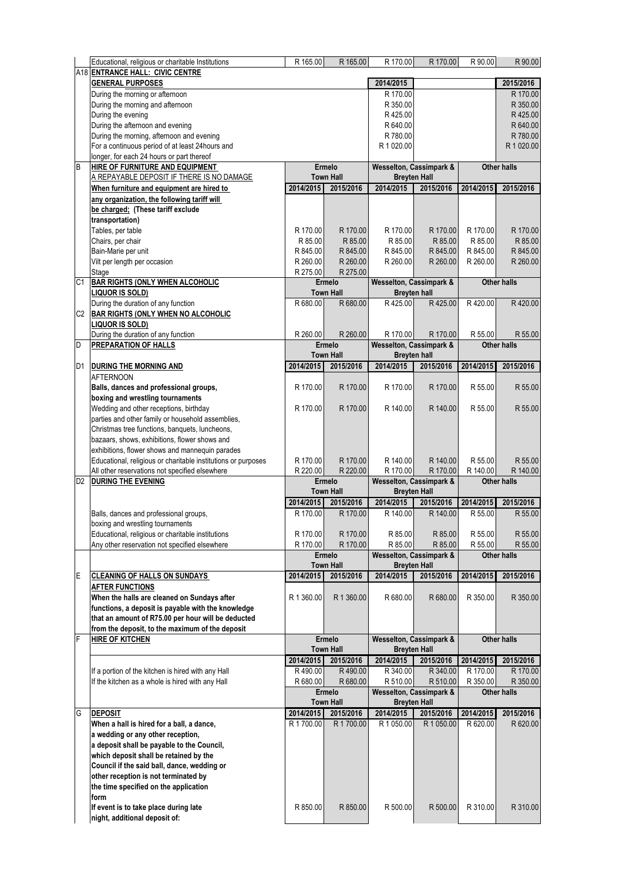| | | | | | | | |
|---|---|---|---|---|---|---|---|
| | Educational, religious or charitable Institutions | R 165.00 | R 165.00 | R 170.00 | R 170.00 | R 90.00 | R 90.00 |
| A18 | **ENTRANCE HALL: CIVIC CENTRE** | | | | | | |
| | **GENERAL PURPOSES** | | | 2014/2015 | | | 2015/2016 |
| | During the morning or afternoon | | | R 170.00 | | | R 170.00 |
| | During the morning and afternoon | | | R 350.00 | | | R 350.00 |
| | During the evening | | | R 425.00 | | | R 425.00 |
| | During the afternoon and evening | | | R 640.00 | | | R 640.00 |
| | During the morning, afternoon and evening | | | R 780.00 | | | R 780.00 |
| | For a continuous period of at least 24hours and longer, for each 24 hours or part thereof | | | R 1 020.00 | | | R 1 020.00 |
| B | **HIRE OF FURNITURE AND EQUIPMENT** A REPAYABLE DEPOSIT IF THERE IS NO DAMAGE | Ermelo Town Hall | | Wesselton, Cassimpark & Breyten Hall | | Other halls | |
| | **When furniture and equipment are hired to any organization, the following tariff will be charged; (These tariff exclude transportation)** | 2014/2015 | 2015/2016 | 2014/2015 | 2015/2016 | 2014/2015 | 2015/2016 |
| | Tables, per table | R 170.00 | R 170.00 | R 170.00 | R 170.00 | R 170.00 | R 170.00 |
| | Chairs, per chair | R 85.00 | R 85.00 | R 85.00 | R 85.00 | R 85.00 | R 85.00 |
| | Bain-Marie per unit | R 845.00 | R 845.00 | R 845.00 | R 845.00 | R 845.00 | R 845.00 |
| | Vilt per length per occasion | R 260.00 | R 260.00 | R 260.00 | R 260.00 | R 260.00 | R 260.00 |
| | Stage | R 275.00 | R 275.00 | | | | |
| C1 | **BAR RIGHTS (ONLY WHEN ALCOHOLIC LIQUOR IS SOLD)** | Ermelo Town Hall | | Wesselton, Cassimpark & Breyten hall | | Other halls | |
| | During the duration of any function | R 680.00 | R 680.00 | R 425.00 | R 425.00 | R 420.00 | R 420.00 |
| C2 | **BAR RIGHTS (ONLY WHEN NO ALCOHOLIC LIQUOR IS SOLD)** | | | | | | |
| | During the duration of any function | R 260.00 | R 260.00 | R 170.00 | R 170.00 | R 55.00 | R 55.00 |
| D | **PREPARATION OF HALLS** | Ermelo Town Hall | | Wesselton, Cassimpark & Breyten hall | | Other halls | |
| D1 | **DURING THE MORNING AND** AFTERNOON | 2014/2015 | 2015/2016 | 2014/2015 | 2015/2016 | 2014/2015 | 2015/2016 |
| | **Balls, dances and professional groups, boxing and wrestling tournaments** | R 170.00 | R 170.00 | R 170.00 | R 170.00 | R 55.00 | R 55.00 |
| | Wedding and other receptions, birthday parties and other family or household assemblies, Christmas tree functions, banquets, luncheons, bazaars, shows, exhibitions, flower shows and exhibitions, flower shows and mannequin parades | R 170.00 | R 170.00 | R 140.00 | R 140.00 | R 55.00 | R 55.00 |
| | Educational, religious or charitable institutions or purposes | R 170.00 | R 170.00 | R 140.00 | R 140.00 | R 55.00 | R 55.00 |
| | All other reservations not specified elsewhere | R 220.00 | R 220.00 | R 170.00 | R 170.00 | R 140.00 | R 140.00 |
| D2 | **DURING THE EVENING** | Ermelo Town Hall | | Wesselton, Cassimpark & Breyten Hall | | Other halls | |
| | | 2014/2015 | 2015/2016 | 2014/2015 | 2015/2016 | 2014/2015 | 2015/2016 |
| | Balls, dances and professional groups, boxing and wrestling tournaments | R 170.00 | R 170.00 | R 140.00 | R 140.00 | R 55.00 | R 55.00 |
| | Educational, religious or charitable institutions | R 170.00 | R 170.00 | R 85.00 | R 85.00 | R 55.00 | R 55.00 |
| | Any other reservation not specified elsewhere | R 170.00 | R 170.00 | R 85.00 | R 85.00 | R 55.00 | R 55.00 |
| | | Ermelo Town Hall | | Wesselton, Cassimpark & Breyten Hall | | Other halls | |
| E | **CLEANING OF HALLS ON SUNDAYS AFTER FUNCTIONS** | 2014/2015 | 2015/2016 | 2014/2015 | 2015/2016 | 2014/2015 | 2015/2016 |
| | **When the halls are cleaned on Sundays after functions, a deposit is payable with the knowledge that an amount of R75.00 per hour will be deducted from the deposit, to the maximum of the deposit** | R 1 360.00 | R 1 360.00 | R 680.00 | R 680.00 | R 350.00 | R 350.00 |
| F | **HIRE OF KITCHEN** | Ermelo Town Hall | | Wesselton, Cassimpark & Breyten Hall | | Other halls | |
| | | 2014/2015 | 2015/2016 | 2014/2015 | 2015/2016 | 2014/2015 | 2015/2016 |
| | If a portion of the kitchen is hired with any Hall | R 490.00 | R 490.00 | R 340.00 | R 340.00 | R 170.00 | R 170.00 |
| | If the kitchen as a whole is hired with any Hall | R 680.00 | R 680.00 | R 510.00 | R 510.00 | R 350.00 | R 350.00 |
| | | Ermelo Town Hall | | Wesselton, Cassimpark & Breyten Hall | | Other halls | |
| G | **DEPOSIT** | 2014/2015 | 2015/2016 | 2014/2015 | 2015/2016 | 2014/2015 | 2015/2016 |
| | **When a hall is hired for a ball, a dance, a wedding or any other reception, a deposit shall be payable to the Council, which deposit shall be retained by the Council if the said ball, dance, wedding or other reception is not terminated by the time specified on the application form** | R 1 700.00 | R 1 700.00 | R 1 050.00 | R 1 050.00 | R 620.00 | R 620.00 |
| | **If event is to take place during late night, additional deposit of:** | R 850.00 | R 850.00 | R 500.00 | R 500.00 | R 310.00 | R 310.00 |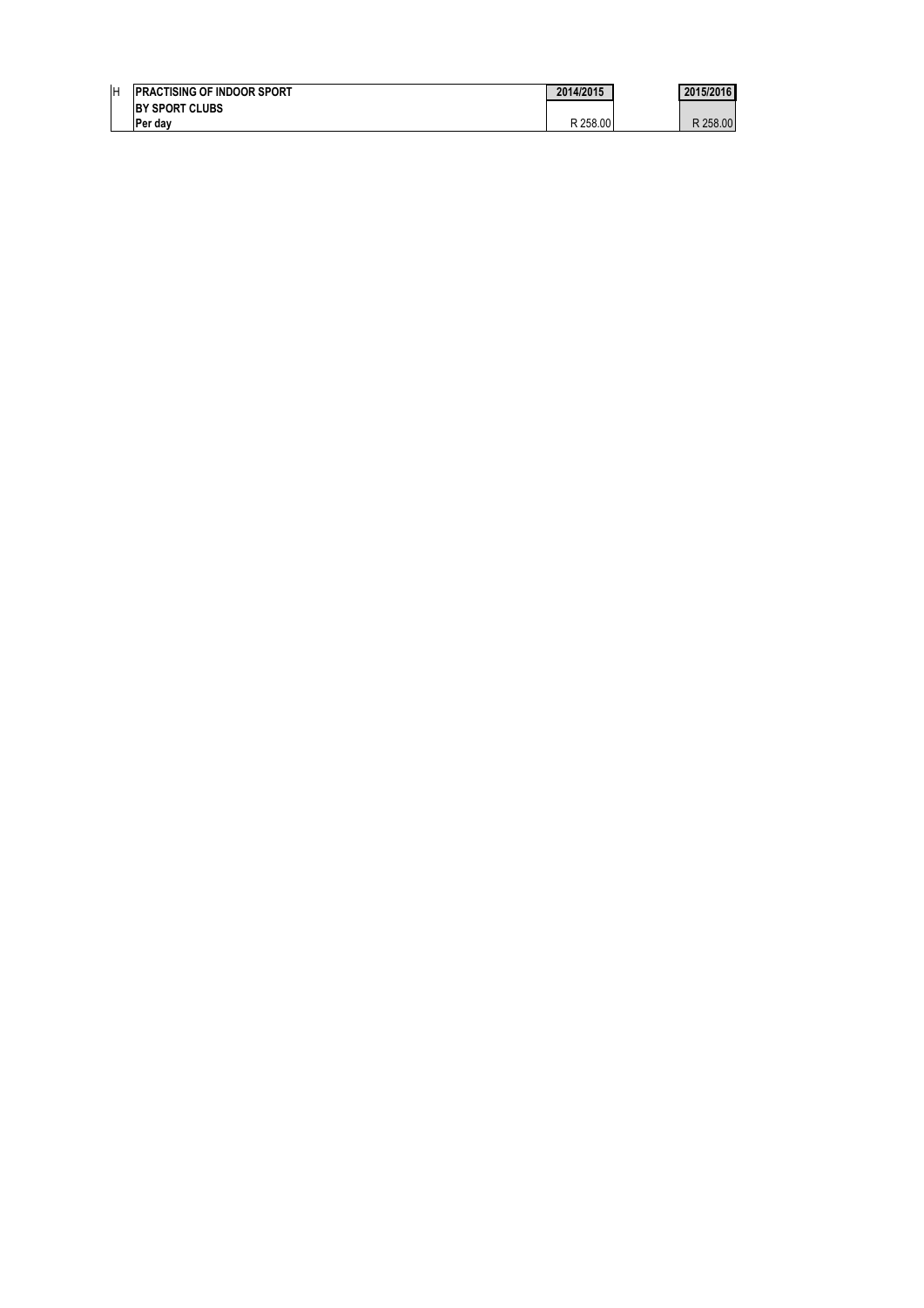| | | | |
|---|---|---|---|
| H | **PRACTISING OF INDOOR SPORT** | **2014/2015** | **2015/2016** |
| | **BY SPORT CLUBS** | | |
| | **Per day** | R 258.00 | R 258.00 |